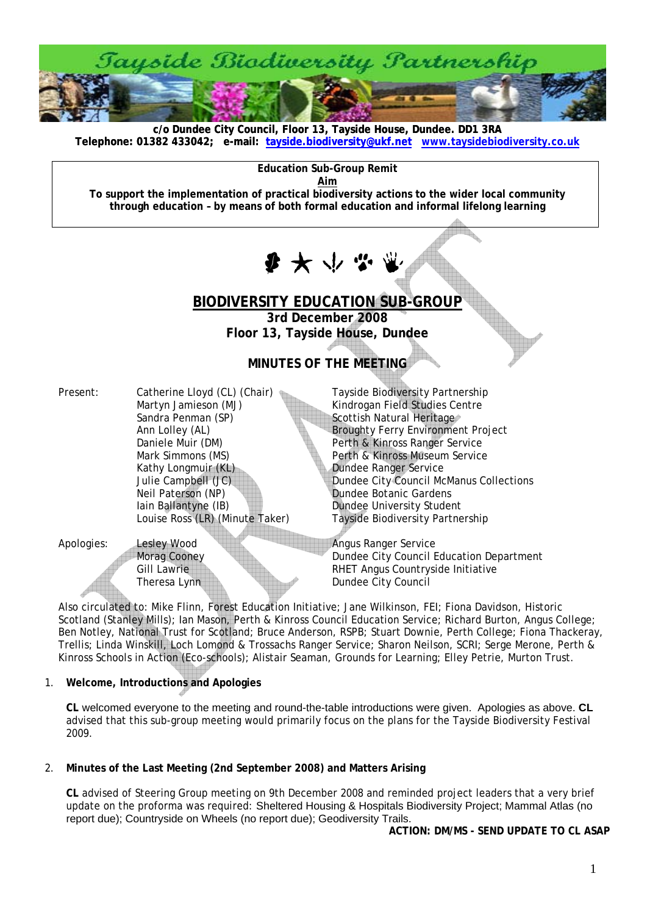# Tayside Biodiversity Partnership

**c/o Dundee City Council, Floor 13, Tayside House, Dundee. DD1 3RA**
**Telephone: 01382 433042; e-mail: tayside.biodiversity@ukf.net www.taysidebiodiversity.co.uk**

**Education Sub-Group Remit**
**Aim**
**To support the implementation of practical biodiversity actions to the wider local community through education – by means of both formal education and informal lifelong learning**

## BIODIVERSITY EDUCATION SUB-GROUP

**3rd December 2008**
**Floor 13, Tayside House, Dundee**

### MINUTES OF THE MEETING

| | | |
|---|---|---|
| Present: | Catherine Lloyd (CL) (Chair) | Tayside Biodiversity Partnership |
| | Martyn Jamieson (MJ) | Kindrogan Field Studies Centre |
| | Sandra Penman (SP) | Scottish Natural Heritage |
| | Ann Lolley (AL) | Broughty Ferry Environment Project |
| | Daniele Muir (DM) | Perth & Kinross Ranger Service |
| | Mark Simmons (MS) | Perth & Kinross Museum Service |
| | Kathy Longmuir (KL) | Dundee Ranger Service |
| | Julie Campbell (JC) | Dundee City Council McManus Collections |
| | Neil Paterson (NP) | Dundee Botanic Gardens |
| | Iain Ballantyne (IB) | Dundee University Student |
| | Louise Ross (LR) (Minute Taker) | Tayside Biodiversity Partnership |
| Apologies: | Lesley Wood | Angus Ranger Service |
| | Morag Cooney | Dundee City Council Education Department |
| | Gill Lawrie | RHET Angus Countryside Initiative |
| | Theresa Lynn | Dundee City Council |

Also circulated to: Mike Flinn, Forest Education Initiative; Jane Wilkinson, FEI; Fiona Davidson, Historic Scotland (Stanley Mills); Ian Mason, Perth & Kinross Council Education Service; Richard Burton, Angus College; Ben Notley, National Trust for Scotland; Bruce Anderson, RSPB; Stuart Downie, Perth College; Fiona Thackeray, Trellis; Linda Winskill, Loch Lomond & Trossachs Ranger Service; Sharon Neilson, SCRI; Serge Merone, Perth & Kinross Schools in Action (Eco-schools); Alistair Seaman, Grounds for Learning; Elley Petrie, Murton Trust.

1. **Welcome, Introductions and Apologies**

   **CL** welcomed everyone to the meeting and round-the-table introductions were given. Apologies as above. **CL** advised that this sub-group meeting would primarily focus on the plans for the Tayside Biodiversity Festival 2009.

2. **Minutes of the Last Meeting (2nd September 2008) and Matters Arising**

   **CL** advised of Steering Group meeting on 9th December 2008 and reminded project leaders that a very brief update on the proforma was required: Sheltered Housing & Hospitals Biodiversity Project; Mammal Atlas (no report due); Countryside on Wheels (no report due); Geodiversity Trails.

   **ACTION: DM/MS - SEND UPDATE TO CL ASAP**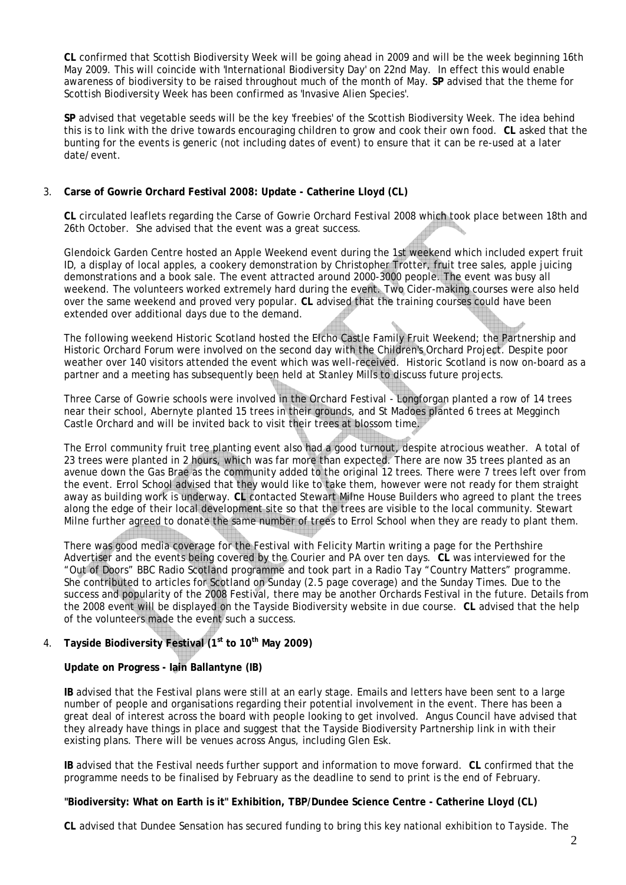**CL** confirmed that Scottish Biodiversity Week will be going ahead in 2009 and will be the week beginning 16th May 2009. This will coincide with 'International Biodiversity Day' on 22nd May. In effect this would enable awareness of biodiversity to be raised throughout much of the month of May. **SP** advised that the theme for Scottish Biodiversity Week has been confirmed as 'Invasive Alien Species'.

**SP** advised that vegetable seeds will be the key 'freebies' of the Scottish Biodiversity Week. The idea behind this is to link with the drive towards encouraging children to grow and cook their own food. **CL** asked that the bunting for the events is generic (not including dates of event) to ensure that it can be re-used at a later date/event.

3. **Carse of Gowrie Orchard Festival 2008: Update - Catherine Lloyd (CL)**

**CL** circulated leaflets regarding the Carse of Gowrie Orchard Festival 2008 which took place between 18th and 26th October. She advised that the event was a great success.

Glendoick Garden Centre hosted an Apple Weekend event during the 1st weekend which included expert fruit ID, a display of local apples, a cookery demonstration by Christopher Trotter, fruit tree sales, apple juicing demonstrations and a book sale. The event attracted around 2000-3000 people. The event was busy all weekend. The volunteers worked extremely hard during the event. Two Cider-making courses were also held over the same weekend and proved very popular. **CL** advised that the training courses could have been extended over additional days due to the demand.

The following weekend Historic Scotland hosted the Elcho Castle Family Fruit Weekend; the Partnership and Historic Orchard Forum were involved on the second day with the Children's Orchard Project. Despite poor weather over 140 visitors attended the event which was well-received. Historic Scotland is now on-board as a partner and a meeting has subsequently been held at Stanley Mills to discuss future projects.

Three Carse of Gowrie schools were involved in the Orchard Festival - Longforgan planted a row of 14 trees near their school, Abernyte planted 15 trees in their grounds, and St Madoes planted 6 trees at Megginch Castle Orchard and will be invited back to visit their trees at blossom time.

The Errol community fruit tree planting event also had a good turnout, despite atrocious weather. A total of 23 trees were planted in 2 hours, which was far more than expected. There are now 35 trees planted as an avenue down the Gas Brae as the community added to the original 12 trees. There were 7 trees left over from the event. Errol School advised that they would like to take them, however were not ready for them straight away as building work is underway. **CL** contacted Stewart Milne House Builders who agreed to plant the trees along the edge of their local development site so that the trees are visible to the local community. Stewart Milne further agreed to donate the same number of trees to Errol School when they are ready to plant them.

There was good media coverage for the Festival with Felicity Martin writing a page for the Perthshire Advertiser and the events being covered by the Courier and PA over ten days. **CL** was interviewed for the "Out of Doors" BBC Radio Scotland programme and took part in a Radio Tay "Country Matters" programme. She contributed to articles for Scotland on Sunday (2.5 page coverage) and the Sunday Times. Due to the success and popularity of the 2008 Festival, there may be another Orchards Festival in the future. Details from the 2008 event will be displayed on the Tayside Biodiversity website in due course. **CL** advised that the help of the volunteers made the event such a success.

4. **Tayside Biodiversity Festival (1st to 10th May 2009)**

**Update on Progress - Iain Ballantyne (IB)**

**IB** advised that the Festival plans were still at an early stage. Emails and letters have been sent to a large number of people and organisations regarding their potential involvement in the event. There has been a great deal of interest across the board with people looking to get involved. Angus Council have advised that they already have things in place and suggest that the Tayside Biodiversity Partnership link in with their existing plans. There will be venues across Angus, including Glen Esk.

**IB** advised that the Festival needs further support and information to move forward. **CL** confirmed that the programme needs to be finalised by February as the deadline to send to print is the end of February.

**"Biodiversity: What on Earth is it" Exhibition, TBP/Dundee Science Centre - Catherine Lloyd (CL)**

**CL** advised that Dundee Sensation has secured funding to bring this key national exhibition to Tayside. The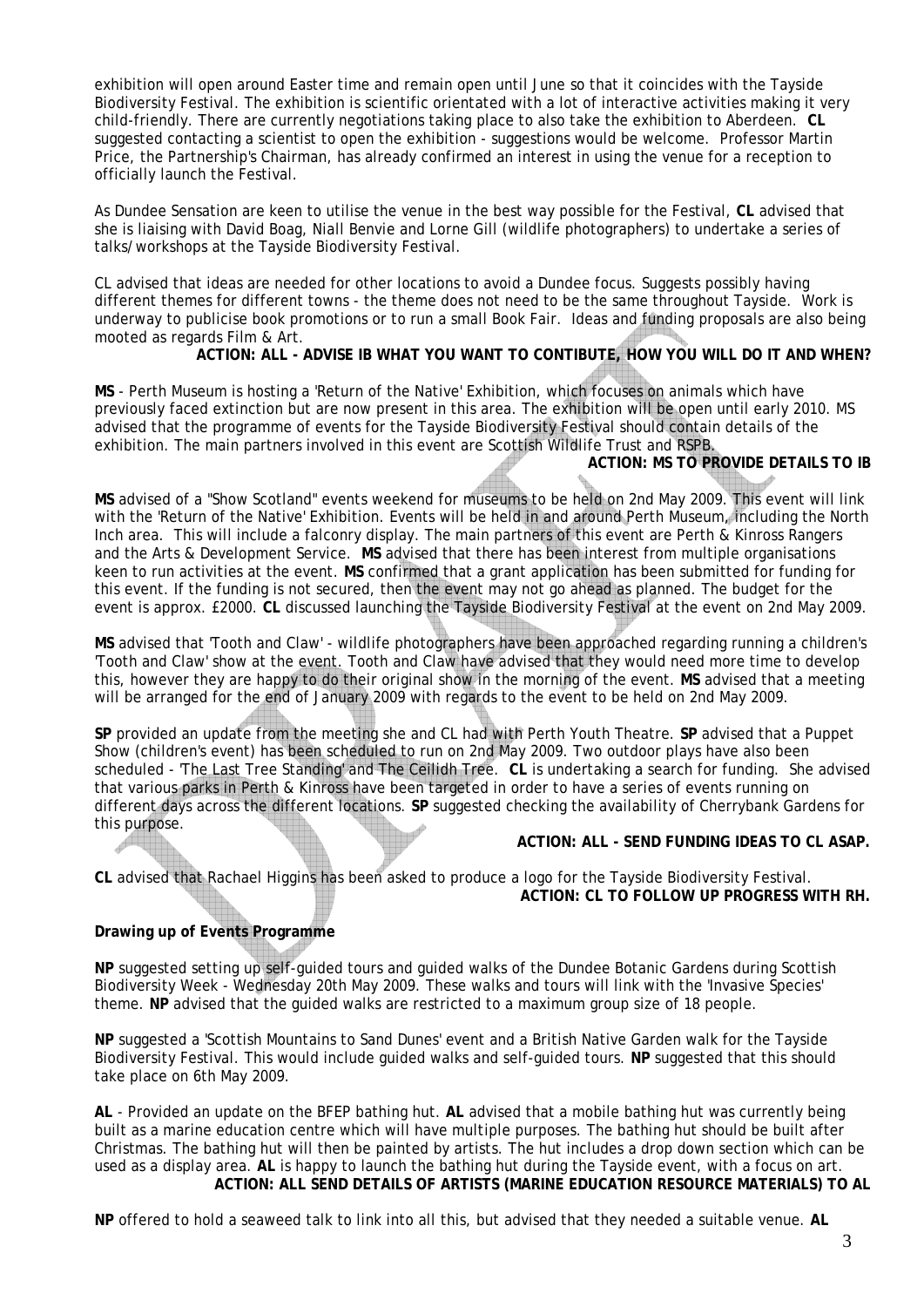exhibition will open around Easter time and remain open until June so that it coincides with the Tayside Biodiversity Festival. The exhibition is scientific orientated with a lot of interactive activities making it very child-friendly. There are currently negotiations taking place to also take the exhibition to Aberdeen. **CL** suggested contacting a scientist to open the exhibition - suggestions would be welcome. Professor Martin Price, the Partnership's Chairman, has already confirmed an interest in using the venue for a reception to officially launch the Festival.

As Dundee Sensation are keen to utilise the venue in the best way possible for the Festival, **CL** advised that she is liaising with David Boag, Niall Benvie and Lorne Gill (wildlife photographers) to undertake a series of talks/workshops at the Tayside Biodiversity Festival.

CL advised that ideas are needed for other locations to avoid a Dundee focus. Suggests possibly having different themes for different towns - the theme does not need to be the same throughout Tayside. Work is underway to publicise book promotions or to run a small Book Fair. Ideas and funding proposals are also being mooted as regards Film & Art.

**ACTION: ALL - ADVISE IB WHAT YOU WANT TO CONTIBUTE, HOW YOU WILL DO IT AND WHEN?**

**MS** - Perth Museum is hosting a 'Return of the Native' Exhibition, which focuses on animals which have previously faced extinction but are now present in this area. The exhibition will be open until early 2010. MS advised that the programme of events for the Tayside Biodiversity Festival should contain details of the exhibition. The main partners involved in this event are Scottish Wildlife Trust and RSPB.

**ACTION: MS TO PROVIDE DETAILS TO IB**

**MS** advised of a "Show Scotland" events weekend for museums to be held on 2nd May 2009. This event will link with the 'Return of the Native' Exhibition. Events will be held in and around Perth Museum, including the North Inch area. This will include a falconry display. The main partners of this event are Perth & Kinross Rangers and the Arts & Development Service. **MS** advised that there has been interest from multiple organisations keen to run activities at the event. **MS** confirmed that a grant application has been submitted for funding for this event. If the funding is not secured, then the event may not go ahead as planned. The budget for the event is approx. £2000. **CL** discussed launching the Tayside Biodiversity Festival at the event on 2nd May 2009.

**MS** advised that 'Tooth and Claw' - wildlife photographers have been approached regarding running a children's 'Tooth and Claw' show at the event. Tooth and Claw have advised that they would need more time to develop this, however they are happy to do their original show in the morning of the event. **MS** advised that a meeting will be arranged for the end of January 2009 with regards to the event to be held on 2nd May 2009.

**SP** provided an update from the meeting she and CL had with Perth Youth Theatre. **SP** advised that a Puppet Show (children's event) has been scheduled to run on 2nd May 2009. Two outdoor plays have also been scheduled - 'The Last Tree Standing' and The Ceilidh Tree. **CL** is undertaking a search for funding. She advised that various parks in Perth & Kinross have been targeted in order to have a series of events running on different days across the different locations. **SP** suggested checking the availability of Cherrybank Gardens for this purpose.

**ACTION: ALL - SEND FUNDING IDEAS TO CL ASAP.**

**CL** advised that Rachael Higgins has been asked to produce a logo for the Tayside Biodiversity Festival.

**ACTION: CL TO FOLLOW UP PROGRESS WITH RH.**

**Drawing up of Events Programme**

**NP** suggested setting up self-guided tours and guided walks of the Dundee Botanic Gardens during Scottish Biodiversity Week - Wednesday 20th May 2009. These walks and tours will link with the 'Invasive Species' theme. **NP** advised that the guided walks are restricted to a maximum group size of 18 people.

**NP** suggested a 'Scottish Mountains to Sand Dunes' event and a British Native Garden walk for the Tayside Biodiversity Festival. This would include guided walks and self-guided tours. **NP** suggested that this should take place on 6th May 2009.

**AL** - Provided an update on the BFEP bathing hut. **AL** advised that a mobile bathing hut was currently being built as a marine education centre which will have multiple purposes. The bathing hut should be built after Christmas. The bathing hut will then be painted by artists. The hut includes a drop down section which can be used as a display area. **AL** is happy to launch the bathing hut during the Tayside event, with a focus on art.

**ACTION: ALL SEND DETAILS OF ARTISTS (MARINE EDUCATION RESOURCE MATERIALS) TO AL**

**NP** offered to hold a seaweed talk to link into all this, but advised that they needed a suitable venue. **AL**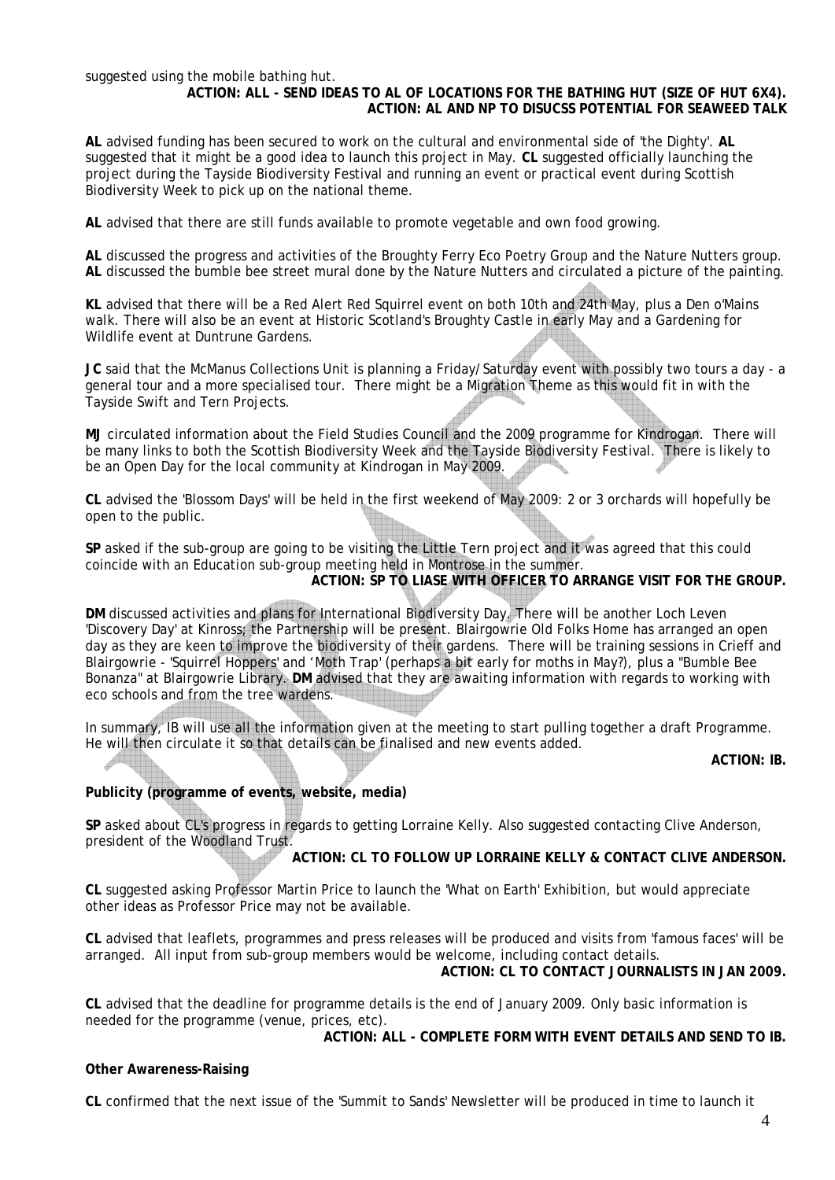suggested using the mobile bathing hut.

**ACTION: ALL - SEND IDEAS TO AL OF LOCATIONS FOR THE BATHING HUT (SIZE OF HUT 6X4).**
**ACTION: AL AND NP TO DISUCSS POTENTIAL FOR SEAWEED TALK**

**AL** advised funding has been secured to work on the cultural and environmental side of 'the Dighty'. **AL** suggested that it might be a good idea to launch this project in May. **CL** suggested officially launching the project during the Tayside Biodiversity Festival and running an event or practical event during Scottish Biodiversity Week to pick up on the national theme.

**AL** advised that there are still funds available to promote vegetable and own food growing.

**AL** discussed the progress and activities of the Broughty Ferry Eco Poetry Group and the Nature Nutters group. **AL** discussed the bumble bee street mural done by the Nature Nutters and circulated a picture of the painting.

**KL** advised that there will be a Red Alert Red Squirrel event on both 10th and 24th May, plus a Den o'Mains walk. There will also be an event at Historic Scotland's Broughty Castle in early May and a Gardening for Wildlife event at Duntrune Gardens.

**JC** said that the McManus Collections Unit is planning a Friday/Saturday event with possibly two tours a day - a general tour and a more specialised tour. There might be a Migration Theme as this would fit in with the Tayside Swift and Tern Projects.

**MJ** circulated information about the Field Studies Council and the 2009 programme for Kindrogan. There will be many links to both the Scottish Biodiversity Week and the Tayside Biodiversity Festival. There is likely to be an Open Day for the local community at Kindrogan in May 2009.

**CL** advised the 'Blossom Days' will be held in the first weekend of May 2009: 2 or 3 orchards will hopefully be open to the public.

**SP** asked if the sub-group are going to be visiting the Little Tern project and it was agreed that this could coincide with an Education sub-group meeting held in Montrose in the summer.

**ACTION: SP TO LIASE WITH OFFICER TO ARRANGE VISIT FOR THE GROUP.**

**DM** discussed activities and plans for International Biodiversity Day. There will be another Loch Leven 'Discovery Day' at Kinross; the Partnership will be present. Blairgowrie Old Folks Home has arranged an open day as they are keen to improve the biodiversity of their gardens. There will be training sessions in Crieff and Blairgowrie - 'Squirrel Hoppers' and 'Moth Trap' (perhaps a bit early for moths in May?), plus a "Bumble Bee Bonanza" at Blairgowrie Library. **DM** advised that they are awaiting information with regards to working with eco schools and from the tree wardens.

In summary, IB will use all the information given at the meeting to start pulling together a draft Programme. He will then circulate it so that details can be finalised and new events added.

**ACTION: IB.**

**Publicity (programme of events, website, media)**

**SP** asked about CL's progress in regards to getting Lorraine Kelly. Also suggested contacting Clive Anderson, president of the Woodland Trust.

**ACTION: CL TO FOLLOW UP LORRAINE KELLY & CONTACT CLIVE ANDERSON.**

**CL** suggested asking Professor Martin Price to launch the 'What on Earth' Exhibition, but would appreciate other ideas as Professor Price may not be available.

**CL** advised that leaflets, programmes and press releases will be produced and visits from 'famous faces' will be arranged. All input from sub-group members would be welcome, including contact details.

**ACTION: CL TO CONTACT JOURNALISTS IN JAN 2009.**

**CL** advised that the deadline for programme details is the end of January 2009. Only basic information is needed for the programme (venue, prices, etc).

**ACTION: ALL - COMPLETE FORM WITH EVENT DETAILS AND SEND TO IB.**

**Other Awareness-Raising**

**CL** confirmed that the next issue of the 'Summit to Sands' Newsletter will be produced in time to launch it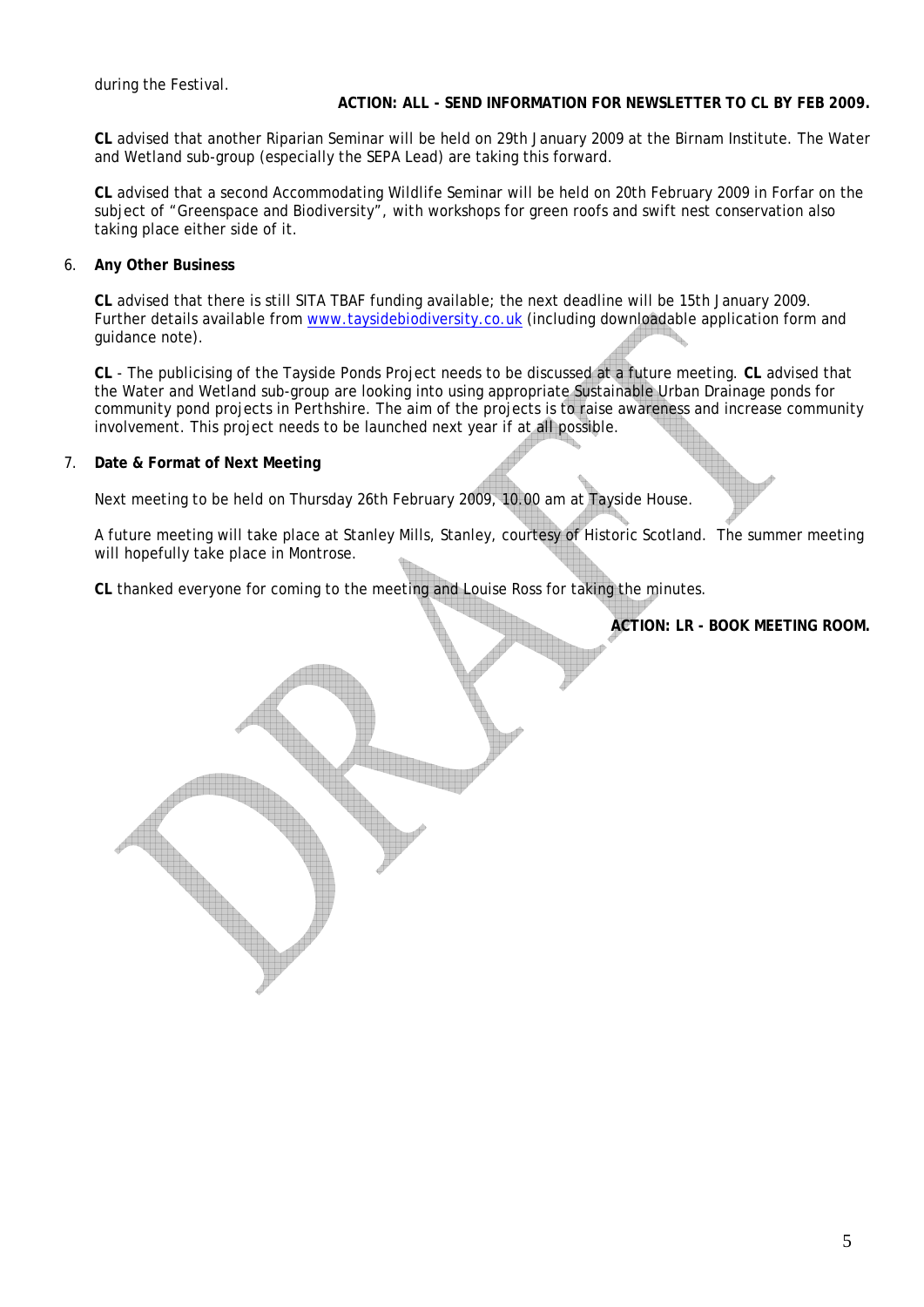during the Festival.

**ACTION: ALL - SEND INFORMATION FOR NEWSLETTER TO CL BY FEB 2009.**

**CL** advised that another Riparian Seminar will be held on 29th January 2009 at the Birnam Institute. The Water and Wetland sub-group (especially the SEPA Lead) are taking this forward.

**CL** advised that a second Accommodating Wildlife Seminar will be held on 20th February 2009 in Forfar on the subject of "Greenspace and Biodiversity", with workshops for green roofs and swift nest conservation also taking place either side of it.

6. **Any Other Business**

   **CL** advised that there is still SITA TBAF funding available; the next deadline will be 15th January 2009. Further details available from [www.taysidebiodiversity.co.uk](http://www.taysidebiodiversity.co.uk) (including downloadable application form and guidance note).

   **CL** - The publicising of the Tayside Ponds Project needs to be discussed at a future meeting. **CL** advised that the Water and Wetland sub-group are looking into using appropriate Sustainable Urban Drainage ponds for community pond projects in Perthshire. The aim of the projects is to raise awareness and increase community involvement. This project needs to be launched next year if at all possible.

7. **Date & Format of Next Meeting**

   Next meeting to be held on Thursday 26th February 2009, 10.00 am at Tayside House.

   A future meeting will take place at Stanley Mills, Stanley, courtesy of Historic Scotland. The summer meeting will hopefully take place in Montrose.

   **CL** thanked everyone for coming to the meeting and Louise Ross for taking the minutes.

**ACTION: LR - BOOK MEETING ROOM.**